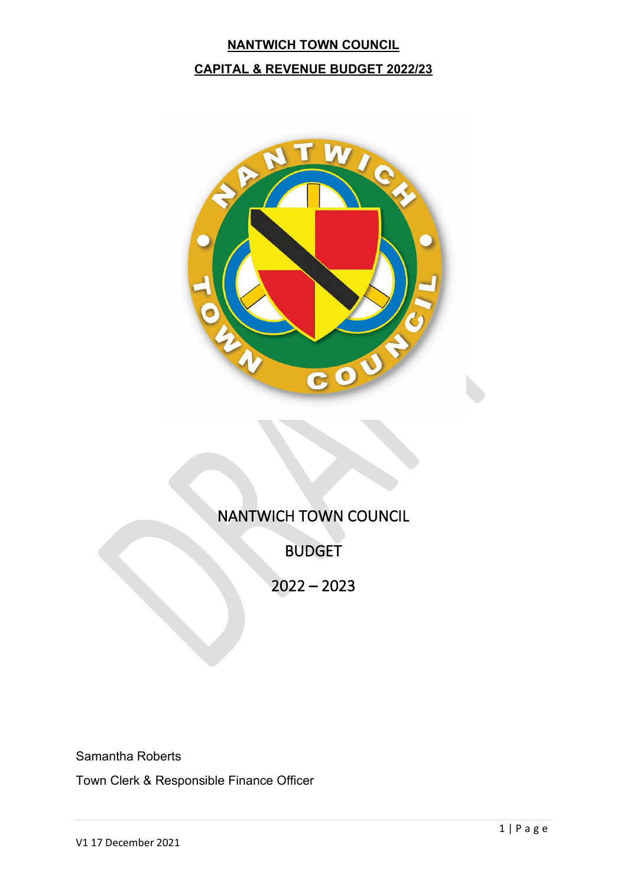**NANTWICH TOWN COUNCIL**

**CAPITAL & REVENUE BUDGET 2022/23**

NANTWICH TOWN COUNCIL

BUDGET

2022 – 2023

Samantha Roberts

Town Clerk & Responsible Finance Officer

V1 17 December 2021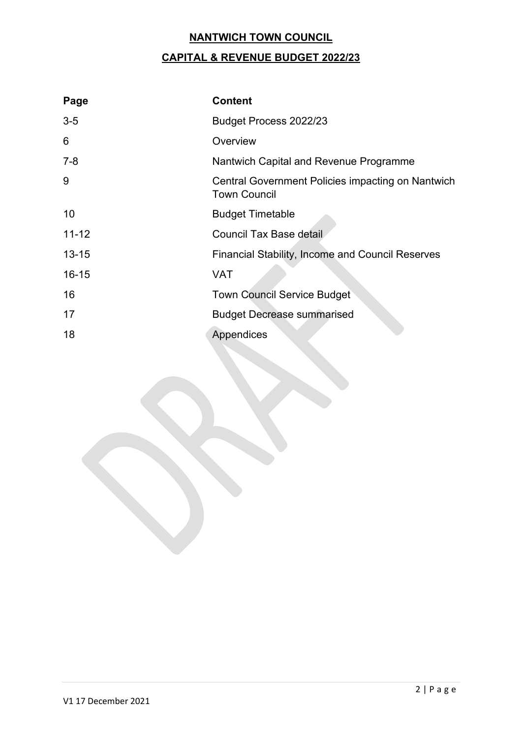# NANTWICH TOWN COUNCIL

## CAPITAL & REVENUE BUDGET 2022/23

| Page | Content |
|---|---|
| 3-5 | Budget Process 2022/23 |
| 6 | Overview |
| 7-8 | Nantwich Capital and Revenue Programme |
| 9 | Central Government Policies impacting on Nantwich Town Council |
| 10 | Budget Timetable |
| 11-12 | Council Tax Base detail |
| 13-15 | Financial Stability, Income and Council Reserves |
| 16-15 | VAT |
| 16 | Town Council Service Budget |
| 17 | Budget Decrease summarised |
| 18 | Appendices |

V1 17 December 2021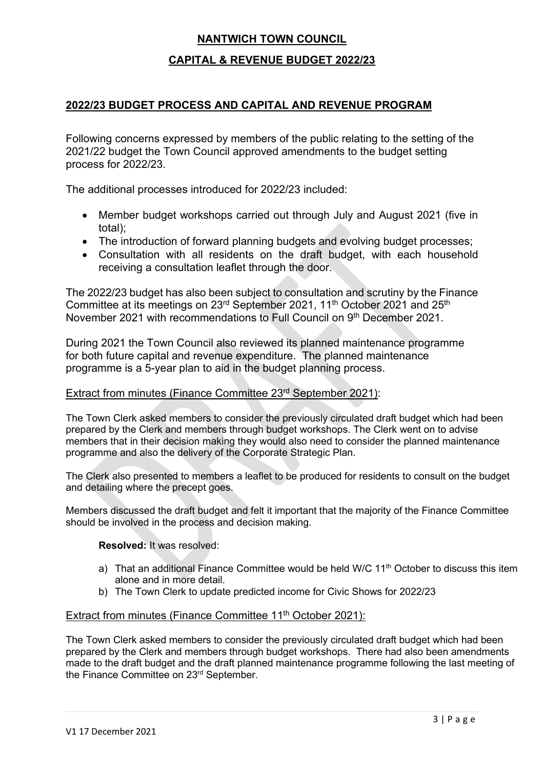# NANTWICH TOWN COUNCIL

## CAPITAL & REVENUE BUDGET 2022/23

### 2022/23 BUDGET PROCESS AND CAPITAL AND REVENUE PROGRAM

Following concerns expressed by members of the public relating to the setting of the 2021/22 budget the Town Council approved amendments to the budget setting process for 2022/23.

The additional processes introduced for 2022/23 included:

- Member budget workshops carried out through July and August 2021 (five in total);
- The introduction of forward planning budgets and evolving budget processes;
- Consultation with all residents on the draft budget, with each household receiving a consultation leaflet through the door.

The 2022/23 budget has also been subject to consultation and scrutiny by the Finance Committee at its meetings on 23rd September 2021, 11th October 2021 and 25th November 2021 with recommendations to Full Council on 9th December 2021.

During 2021 the Town Council also reviewed its planned maintenance programme for both future capital and revenue expenditure. The planned maintenance programme is a 5-year plan to aid in the budget planning process.

Extract from minutes (Finance Committee 23rd September 2021):

The Town Clerk asked members to consider the previously circulated draft budget which had been prepared by the Clerk and members through budget workshops. The Clerk went on to advise members that in their decision making they would also need to consider the planned maintenance programme and also the delivery of the Corporate Strategic Plan.

The Clerk also presented to members a leaflet to be produced for residents to consult on the budget and detailing where the precept goes.

Members discussed the draft budget and felt it important that the majority of the Finance Committee should be involved in the process and decision making.

**Resolved:** It was resolved:

a) That an additional Finance Committee would be held W/C 11th October to discuss this item alone and in more detail.
b) The Town Clerk to update predicted income for Civic Shows for 2022/23

Extract from minutes (Finance Committee 11th October 2021):

The Town Clerk asked members to consider the previously circulated draft budget which had been prepared by the Clerk and members through budget workshops. There had also been amendments made to the draft budget and the draft planned maintenance programme following the last meeting of the Finance Committee on 23rd September.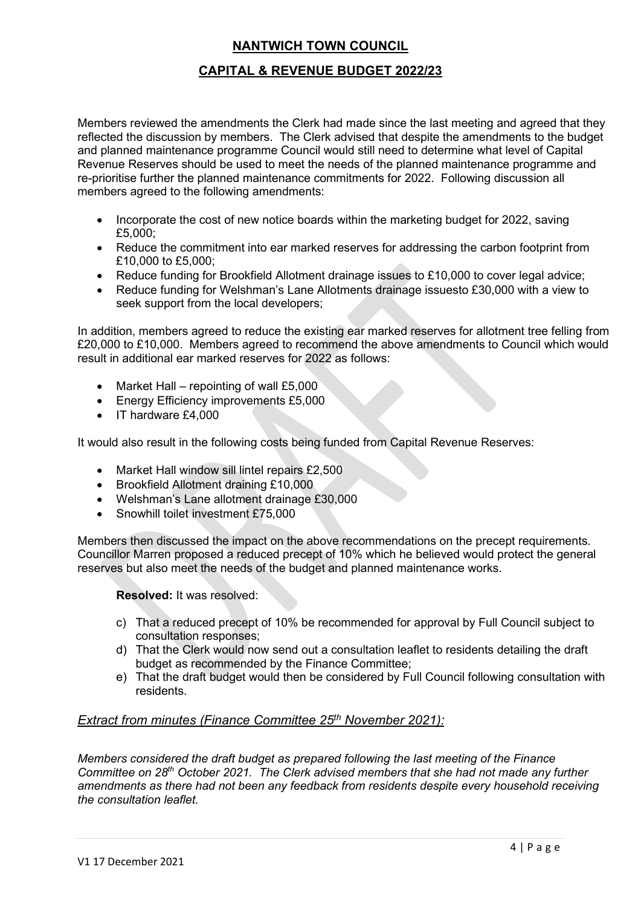**NANTWICH TOWN COUNCIL**

**CAPITAL & REVENUE BUDGET 2022/23**

Members reviewed the amendments the Clerk had made since the last meeting and agreed that they reflected the discussion by members. The Clerk advised that despite the amendments to the budget and planned maintenance programme Council would still need to determine what level of Capital Revenue Reserves should be used to meet the needs of the planned maintenance programme and re-prioritise further the planned maintenance commitments for 2022. Following discussion all members agreed to the following amendments:

- Incorporate the cost of new notice boards within the marketing budget for 2022, saving £5,000;
- Reduce the commitment into ear marked reserves for addressing the carbon footprint from £10,000 to £5,000;
- Reduce funding for Brookfield Allotment drainage issues to £10,000 to cover legal advice;
- Reduce funding for Welshman's Lane Allotments drainage issuesto £30,000 with a view to seek support from the local developers;

In addition, members agreed to reduce the existing ear marked reserves for allotment tree felling from £20,000 to £10,000. Members agreed to recommend the above amendments to Council which would result in additional ear marked reserves for 2022 as follows:

- Market Hall – repointing of wall £5,000
- Energy Efficiency improvements £5,000
- IT hardware £4,000

It would also result in the following costs being funded from Capital Revenue Reserves:

- Market Hall window sill lintel repairs £2,500
- Brookfield Allotment draining £10,000
- Welshman's Lane allotment drainage £30,000
- Snowhill toilet investment £75,000

Members then discussed the impact on the above recommendations on the precept requirements. Councillor Marren proposed a reduced precept of 10% which he believed would protect the general reserves but also meet the needs of the budget and planned maintenance works.

**Resolved:** It was resolved:

c) That a reduced precept of 10% be recommended for approval by Full Council subject to consultation responses;
d) That the Clerk would now send out a consultation leaflet to residents detailing the draft budget as recommended by the Finance Committee;
e) That the draft budget would then be considered by Full Council following consultation with residents.

*Extract from minutes (Finance Committee 25th November 2021):*

*Members considered the draft budget as prepared following the last meeting of the Finance Committee on 28th October 2021. The Clerk advised members that she had not made any further amendments as there had not been any feedback from residents despite every household receiving the consultation leaflet.*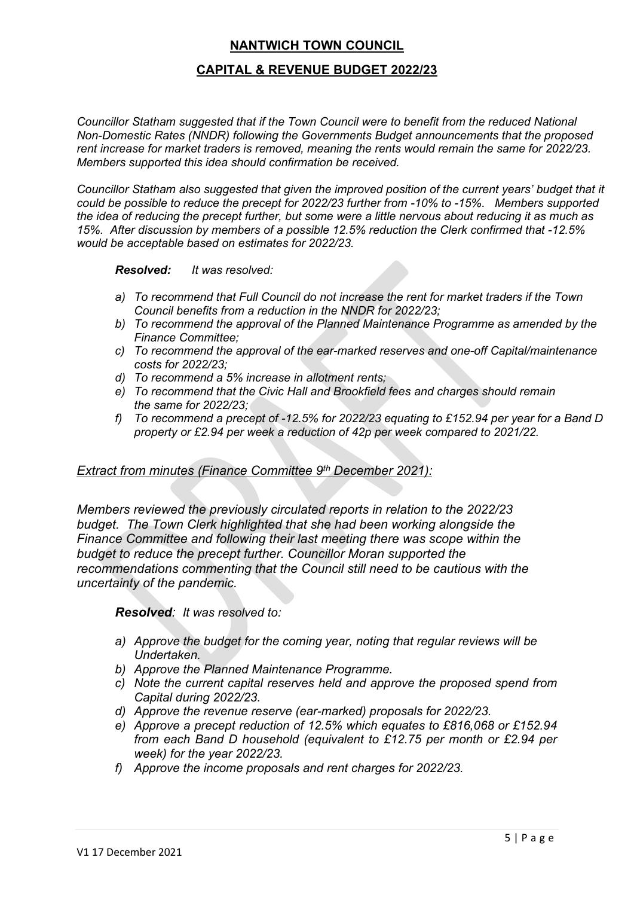## NANTWICH TOWN COUNCIL

## CAPITAL & REVENUE BUDGET 2022/23

*Councillor Statham suggested that if the Town Council were to benefit from the reduced National Non-Domestic Rates (NNDR) following the Governments Budget announcements that the proposed rent increase for market traders is removed, meaning the rents would remain the same for 2022/23. Members supported this idea should confirmation be received.*

*Councillor Statham also suggested that given the improved position of the current years' budget that it could be possible to reduce the precept for 2022/23 further from -10% to -15%. Members supported the idea of reducing the precept further, but some were a little nervous about reducing it as much as 15%. After discussion by members of a possible 12.5% reduction the Clerk confirmed that -12.5% would be acceptable based on estimates for 2022/23.*

***Resolved:*** *It was resolved:*

- *a) To recommend that Full Council do not increase the rent for market traders if the Town Council benefits from a reduction in the NNDR for 2022/23;*
- *b) To recommend the approval of the Planned Maintenance Programme as amended by the Finance Committee;*
- *c) To recommend the approval of the ear-marked reserves and one-off Capital/maintenance costs for 2022/23;*
- *d) To recommend a 5% increase in allotment rents;*
- *e) To recommend that the Civic Hall and Brookfield fees and charges should remain the same for 2022/23;*
- *f) To recommend a precept of -12.5% for 2022/23 equating to £152.94 per year for a Band D property or £2.94 per week a reduction of 42p per week compared to 2021/22.*

*Extract from minutes (Finance Committee 9th December 2021):*

*Members reviewed the previously circulated reports in relation to the 2022/23 budget. The Town Clerk highlighted that she had been working alongside the Finance Committee and following their last meeting there was scope within the budget to reduce the precept further. Councillor Moran supported the recommendations commenting that the Council still need to be cautious with the uncertainty of the pandemic.*

***Resolved**: It was resolved to:*

- *a) Approve the budget for the coming year, noting that regular reviews will be Undertaken.*
- *b) Approve the Planned Maintenance Programme.*
- *c) Note the current capital reserves held and approve the proposed spend from Capital during 2022/23.*
- *d) Approve the revenue reserve (ear-marked) proposals for 2022/23.*
- *e) Approve a precept reduction of 12.5% which equates to £816,068 or £152.94 from each Band D household (equivalent to £12.75 per month or £2.94 per week) for the year 2022/23.*
- *f) Approve the income proposals and rent charges for 2022/23.*

V1 17 December 2021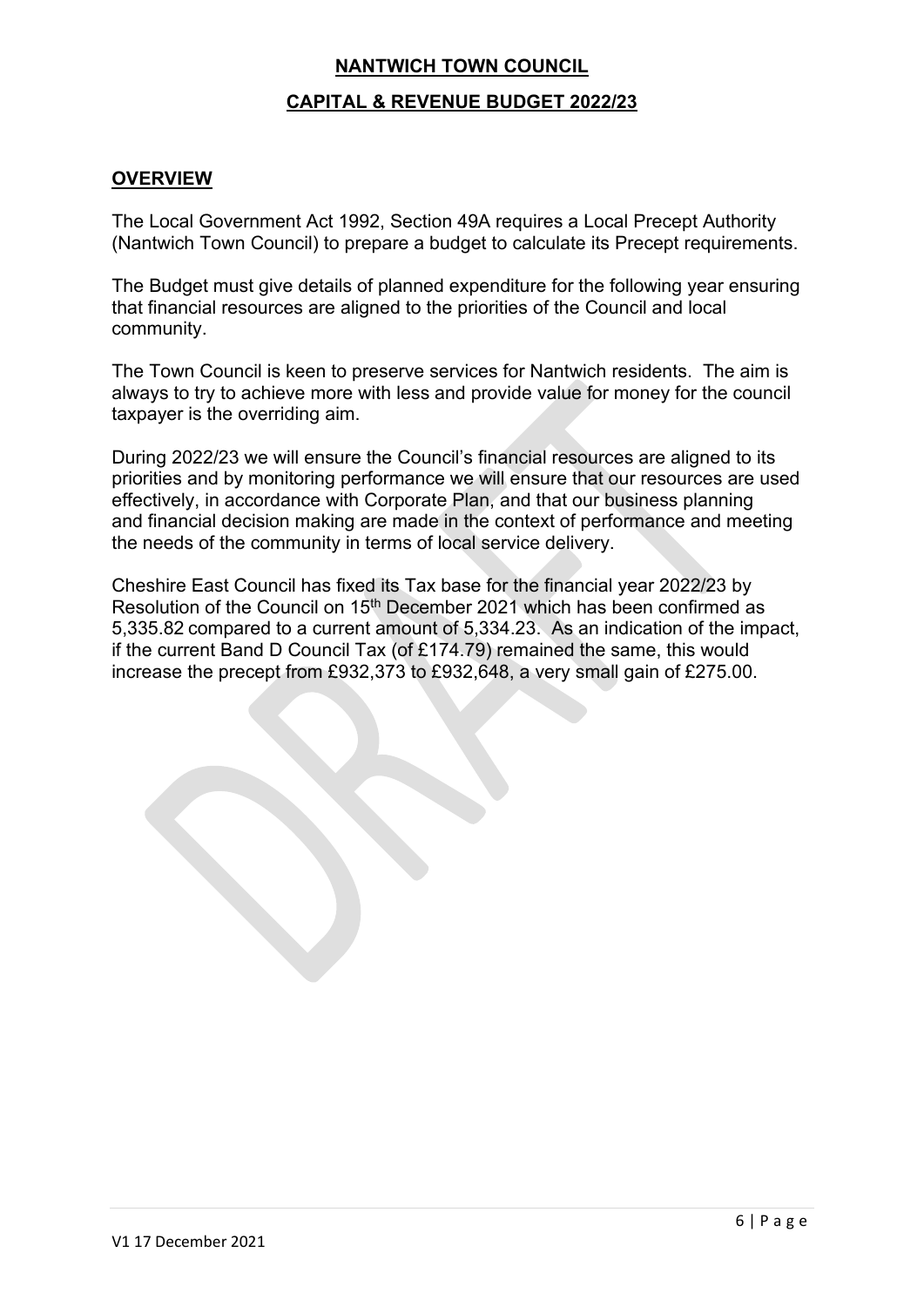# NANTWICH TOWN COUNCIL

## CAPITAL & REVENUE BUDGET 2022/23

## OVERVIEW

The Local Government Act 1992, Section 49A requires a Local Precept Authority (Nantwich Town Council) to prepare a budget to calculate its Precept requirements.

The Budget must give details of planned expenditure for the following year ensuring that financial resources are aligned to the priorities of the Council and local community.

The Town Council is keen to preserve services for Nantwich residents. The aim is always to try to achieve more with less and provide value for money for the council taxpayer is the overriding aim.

During 2022/23 we will ensure the Council's financial resources are aligned to its priorities and by monitoring performance we will ensure that our resources are used effectively, in accordance with Corporate Plan, and that our business planning and financial decision making are made in the context of performance and meeting the needs of the community in terms of local service delivery.

Cheshire East Council has fixed its Tax base for the financial year 2022/23 by Resolution of the Council on 15th December 2021 which has been confirmed as 5,335.82 compared to a current amount of 5,334.23. As an indication of the impact, if the current Band D Council Tax (of £174.79) remained the same, this would increase the precept from £932,373 to £932,648, a very small gain of £275.00.

V1 17 December 2021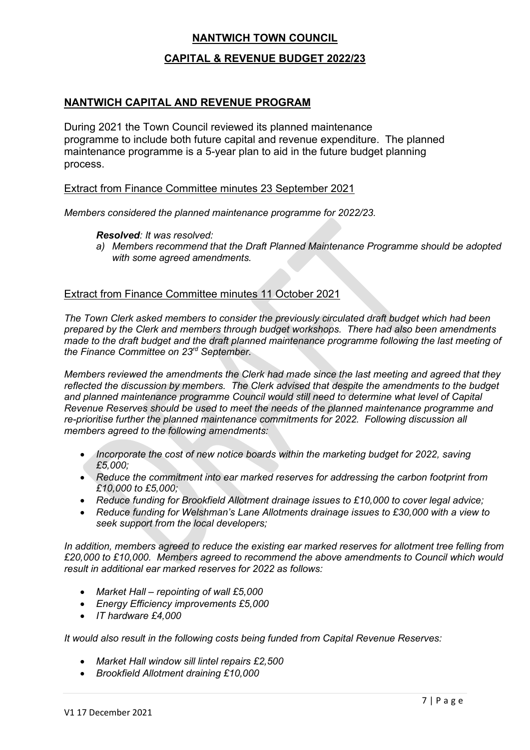# NANTWICH TOWN COUNCIL

## CAPITAL & REVENUE BUDGET 2022/23

## NANTWICH CAPITAL AND REVENUE PROGRAM

During 2021 the Town Council reviewed its planned maintenance programme to include both future capital and revenue expenditure. The planned maintenance programme is a 5-year plan to aid in the future budget planning process.

### Extract from Finance Committee minutes 23 September 2021

*Members considered the planned maintenance programme for 2022/23.*

> ***Resolved**: It was resolved:*
>
> *a) Members recommend that the Draft Planned Maintenance Programme should be adopted with some agreed amendments.*

### Extract from Finance Committee minutes 11 October 2021

*The Town Clerk asked members to consider the previously circulated draft budget which had been prepared by the Clerk and members through budget workshops. There had also been amendments made to the draft budget and the draft planned maintenance programme following the last meeting of the Finance Committee on 23rd September.*

*Members reviewed the amendments the Clerk had made since the last meeting and agreed that they reflected the discussion by members. The Clerk advised that despite the amendments to the budget and planned maintenance programme Council would still need to determine what level of Capital Revenue Reserves should be used to meet the needs of the planned maintenance programme and re-prioritise further the planned maintenance commitments for 2022. Following discussion all members agreed to the following amendments:*

- *Incorporate the cost of new notice boards within the marketing budget for 2022, saving £5,000;*
- *Reduce the commitment into ear marked reserves for addressing the carbon footprint from £10,000 to £5,000;*
- *Reduce funding for Brookfield Allotment drainage issues to £10,000 to cover legal advice;*
- *Reduce funding for Welshman's Lane Allotments drainage issues to £30,000 with a view to seek support from the local developers;*

*In addition, members agreed to reduce the existing ear marked reserves for allotment tree felling from £20,000 to £10,000. Members agreed to recommend the above amendments to Council which would result in additional ear marked reserves for 2022 as follows:*

- *Market Hall – repointing of wall £5,000*
- *Energy Efficiency improvements £5,000*
- *IT hardware £4,000*

*It would also result in the following costs being funded from Capital Revenue Reserves:*

- *Market Hall window sill lintel repairs £2,500*
- *Brookfield Allotment draining £10,000*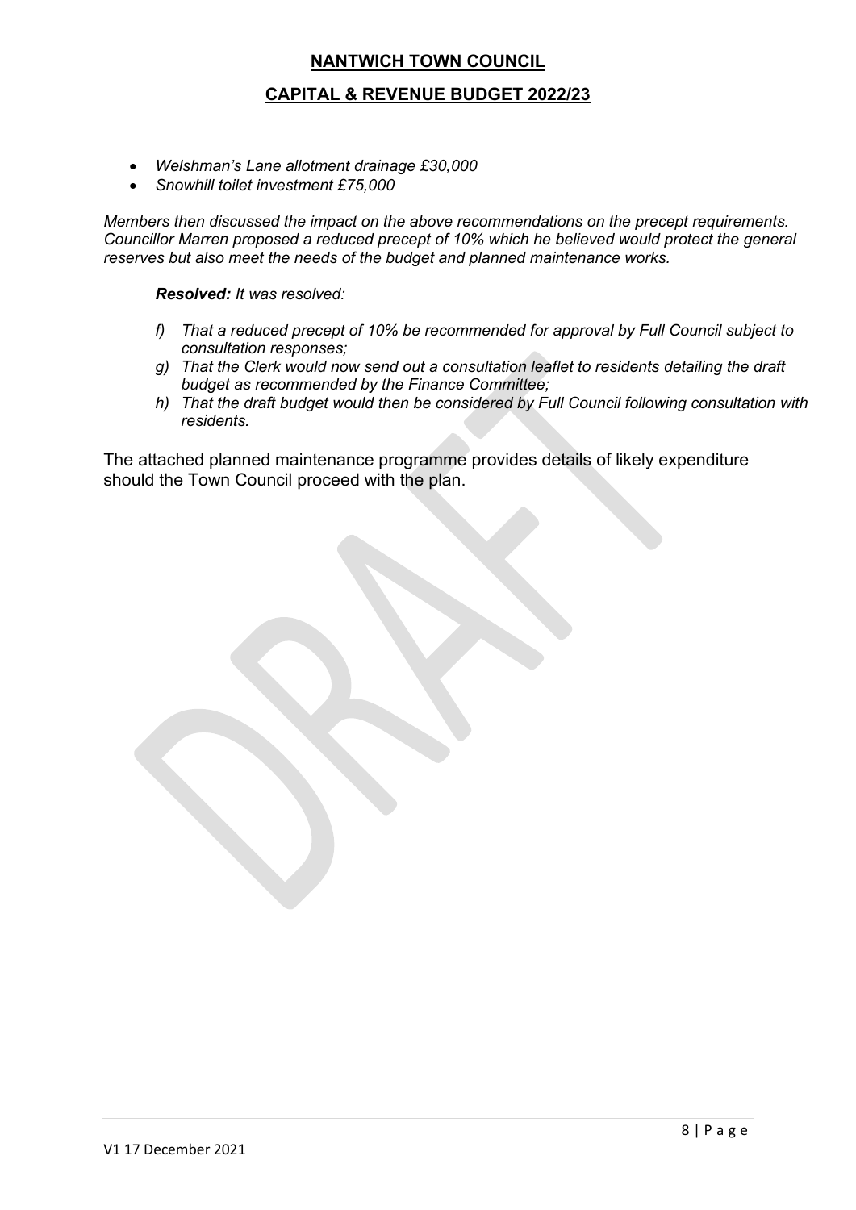* *Welshman's Lane allotment drainage £30,000*
* *Snowhill toilet investment £75,000*

*Members then discussed the impact on the above recommendations on the precept requirements. Councillor Marren proposed a reduced precept of 10% which he believed would protect the general reserves but also meet the needs of the budget and planned maintenance works.*

> ***Resolved:*** *It was resolved:*
>
> *f) That a reduced precept of 10% be recommended for approval by Full Council subject to consultation responses;*
> *g) That the Clerk would now send out a consultation leaflet to residents detailing the draft budget as recommended by the Finance Committee;*
> *h) That the draft budget would then be considered by Full Council following consultation with residents.*

The attached planned maintenance programme provides details of likely expenditure should the Town Council proceed with the plan.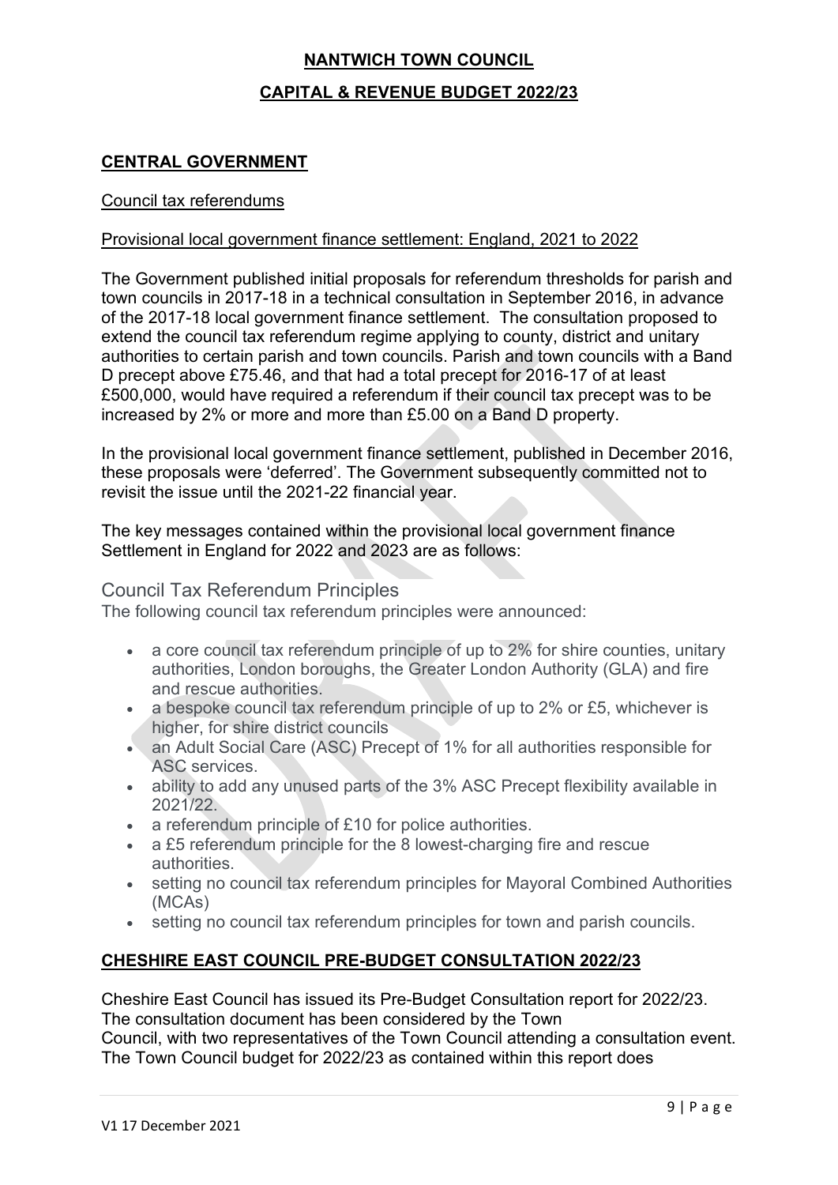# NANTWICH TOWN COUNCIL

## CAPITAL & REVENUE BUDGET 2022/23

## CENTRAL GOVERNMENT

### Council tax referendums

### Provisional local government finance settlement: England, 2021 to 2022

The Government published initial proposals for referendum thresholds for parish and town councils in 2017-18 in a technical consultation in September 2016, in advance of the 2017-18 local government finance settlement. The consultation proposed to extend the council tax referendum regime applying to county, district and unitary authorities to certain parish and town councils. Parish and town councils with a Band D precept above £75.46, and that had a total precept for 2016-17 of at least £500,000, would have required a referendum if their council tax precept was to be increased by 2% or more and more than £5.00 on a Band D property.

In the provisional local government finance settlement, published in December 2016, these proposals were 'deferred'. The Government subsequently committed not to revisit the issue until the 2021-22 financial year.

The key messages contained within the provisional local government finance Settlement in England for 2022 and 2023 are as follows:

### Council Tax Referendum Principles

The following council tax referendum principles were announced:

- a core council tax referendum principle of up to 2% for shire counties, unitary authorities, London boroughs, the Greater London Authority (GLA) and fire and rescue authorities.
- a bespoke council tax referendum principle of up to 2% or £5, whichever is higher, for shire district councils
- an Adult Social Care (ASC) Precept of 1% for all authorities responsible for ASC services.
- ability to add any unused parts of the 3% ASC Precept flexibility available in 2021/22.
- a referendum principle of £10 for police authorities.
- a £5 referendum principle for the 8 lowest-charging fire and rescue authorities.
- setting no council tax referendum principles for Mayoral Combined Authorities (MCAs)
- setting no council tax referendum principles for town and parish councils.

## CHESHIRE EAST COUNCIL PRE-BUDGET CONSULTATION 2022/23

Cheshire East Council has issued its Pre-Budget Consultation report for 2022/23. The consultation document has been considered by the Town Council, with two representatives of the Town Council attending a consultation event. The Town Council budget for 2022/23 as contained within this report does

V1 17 December 2021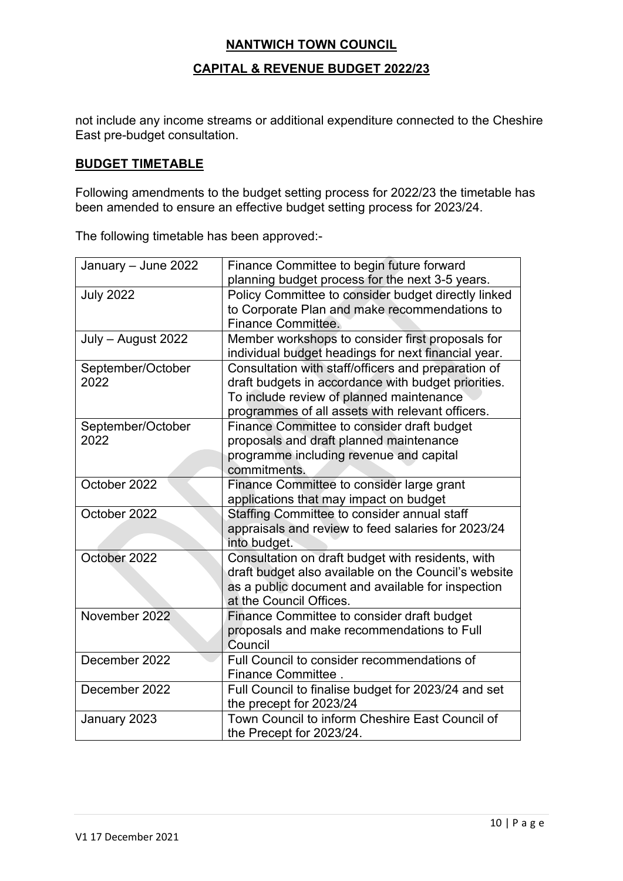not include any income streams or additional expenditure connected to the Cheshire East pre-budget consultation.

## BUDGET TIMETABLE

Following amendments to the budget setting process for 2022/23 the timetable has been amended to ensure an effective budget setting process for 2023/24.

The following timetable has been approved:-

| | |
|---|---|
| January – June 2022 | Finance Committee to begin future forward planning budget process for the next 3-5 years. |
| July 2022 | Policy Committee to consider budget directly linked to Corporate Plan and make recommendations to Finance Committee. |
| July – August 2022 | Member workshops to consider first proposals for individual budget headings for next financial year. |
| September/October 2022 | Consultation with staff/officers and preparation of draft budgets in accordance with budget priorities. To include review of planned maintenance programmes of all assets with relevant officers. |
| September/October 2022 | Finance Committee to consider draft budget proposals and draft planned maintenance programme including revenue and capital commitments. |
| October 2022 | Finance Committee to consider large grant applications that may impact on budget |
| October 2022 | Staffing Committee to consider annual staff appraisals and review to feed salaries for 2023/24 into budget. |
| October 2022 | Consultation on draft budget with residents, with draft budget also available on the Council's website as a public document and available for inspection at the Council Offices. |
| November 2022 | Finance Committee to consider draft budget proposals and make recommendations to Full Council |
| December 2022 | Full Council to consider recommendations of Finance Committee . |
| December 2022 | Full Council to finalise budget for 2023/24 and set the precept for 2023/24 |
| January 2023 | Town Council to inform Cheshire East Council of the Precept for 2023/24. |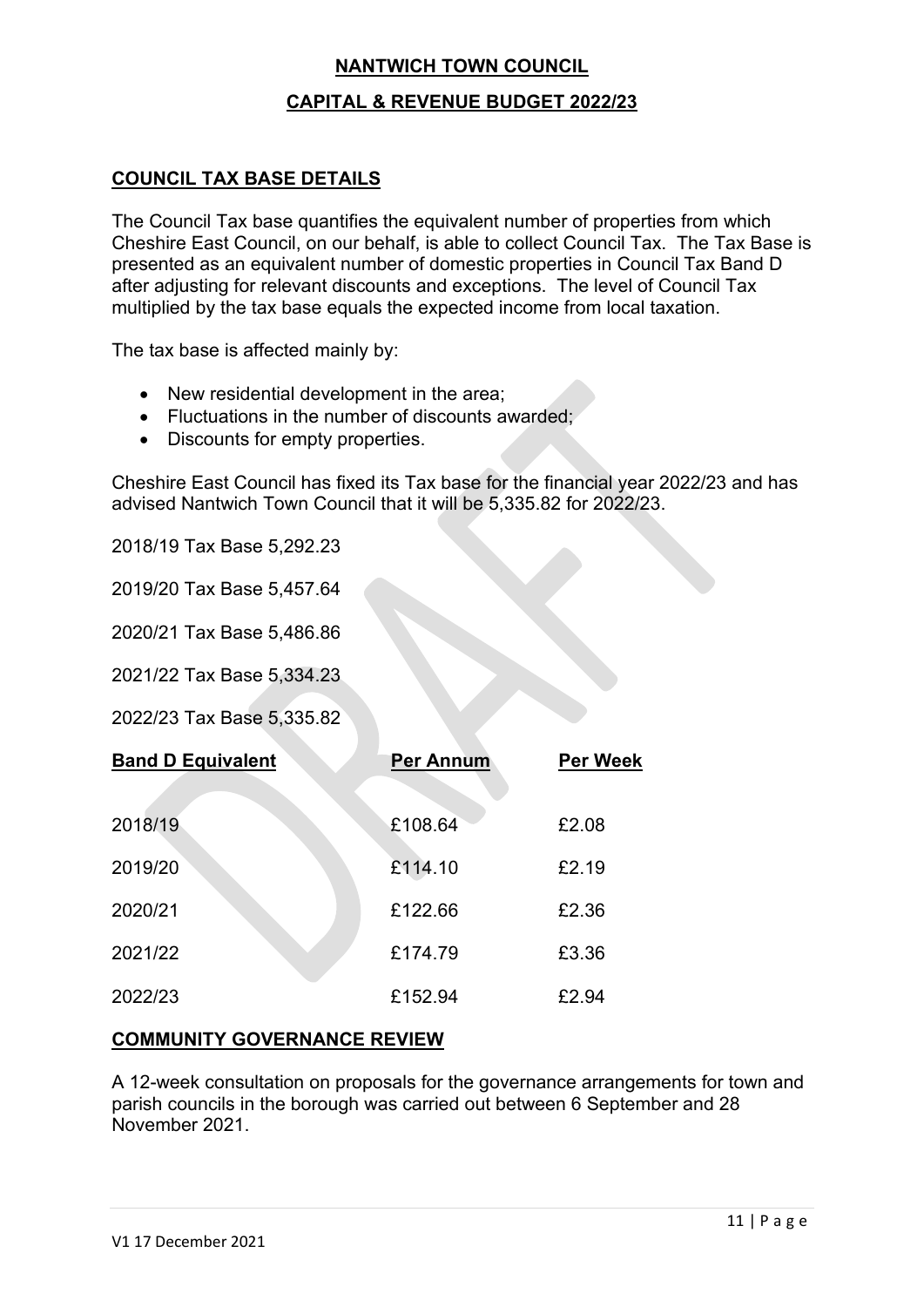# NANTWICH TOWN COUNCIL

## CAPITAL & REVENUE BUDGET 2022/23

### COUNCIL TAX BASE DETAILS

The Council Tax base quantifies the equivalent number of properties from which Cheshire East Council, on our behalf, is able to collect Council Tax. The Tax Base is presented as an equivalent number of domestic properties in Council Tax Band D after adjusting for relevant discounts and exceptions. The level of Council Tax multiplied by the tax base equals the expected income from local taxation.

The tax base is affected mainly by:

- New residential development in the area;
- Fluctuations in the number of discounts awarded;
- Discounts for empty properties.

Cheshire East Council has fixed its Tax base for the financial year 2022/23 and has advised Nantwich Town Council that it will be 5,335.82 for 2022/23.

2018/19 Tax Base 5,292.23

2019/20 Tax Base 5,457.64

2020/21 Tax Base 5,486.86

2021/22 Tax Base 5,334.23

2022/23 Tax Base 5,335.82

| Band D Equivalent | Per Annum | Per Week |
|---|---|---|
| 2018/19 | £108.64 | £2.08 |
| 2019/20 | £114.10 | £2.19 |
| 2020/21 | £122.66 | £2.36 |
| 2021/22 | £174.79 | £3.36 |
| 2022/23 | £152.94 | £2.94 |

### COMMUNITY GOVERNANCE REVIEW

A 12-week consultation on proposals for the governance arrangements for town and parish councils in the borough was carried out between 6 September and 28 November 2021.

V1 17 December 2021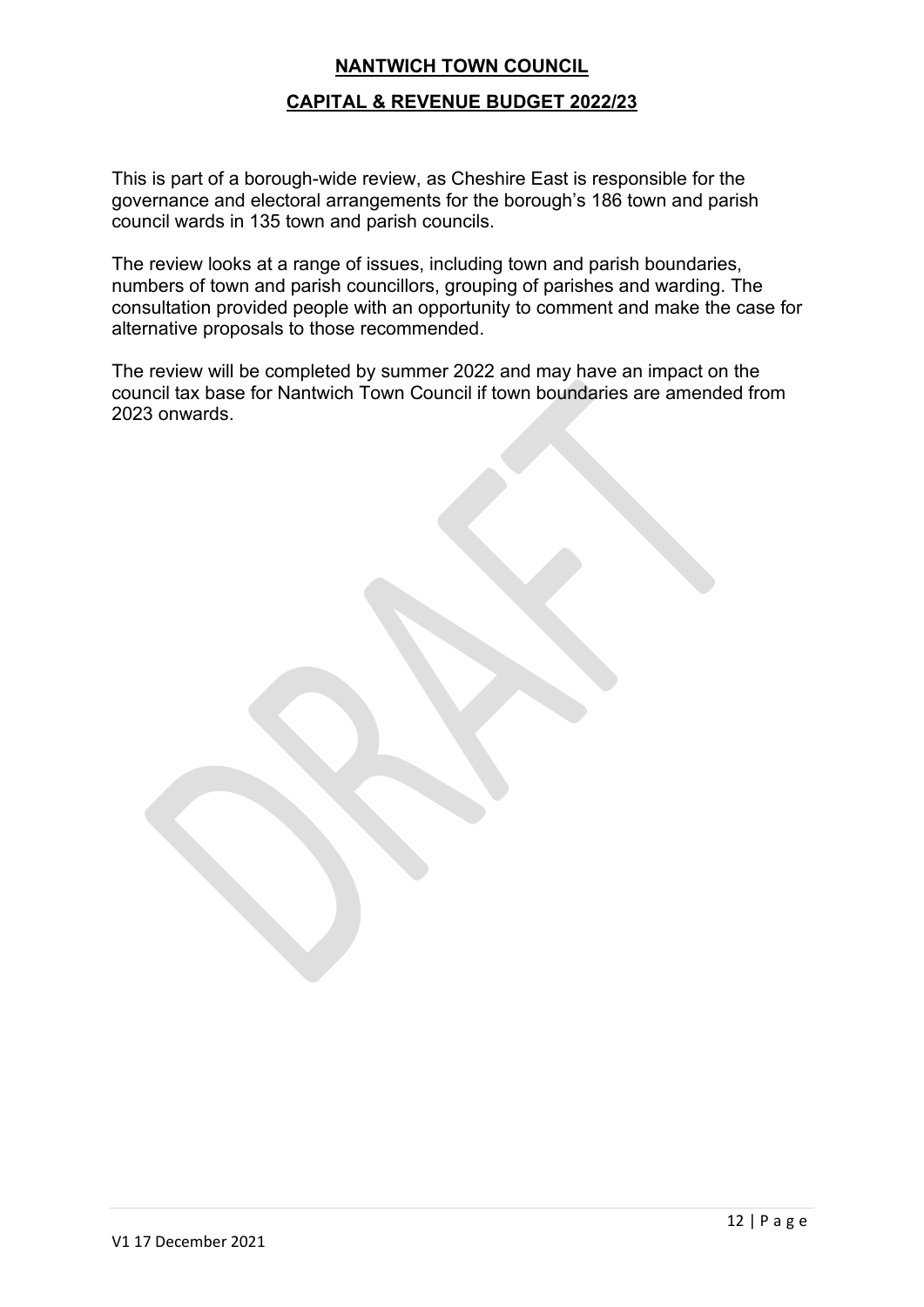**NANTWICH TOWN COUNCIL**

**CAPITAL & REVENUE BUDGET 2022/23**

This is part of a borough-wide review, as Cheshire East is responsible for the governance and electoral arrangements for the borough's 186 town and parish council wards in 135 town and parish councils.

The review looks at a range of issues, including town and parish boundaries, numbers of town and parish councillors, grouping of parishes and warding. The consultation provided people with an opportunity to comment and make the case for alternative proposals to those recommended.

The review will be completed by summer 2022 and may have an impact on the council tax base for Nantwich Town Council if town boundaries are amended from 2023 onwards.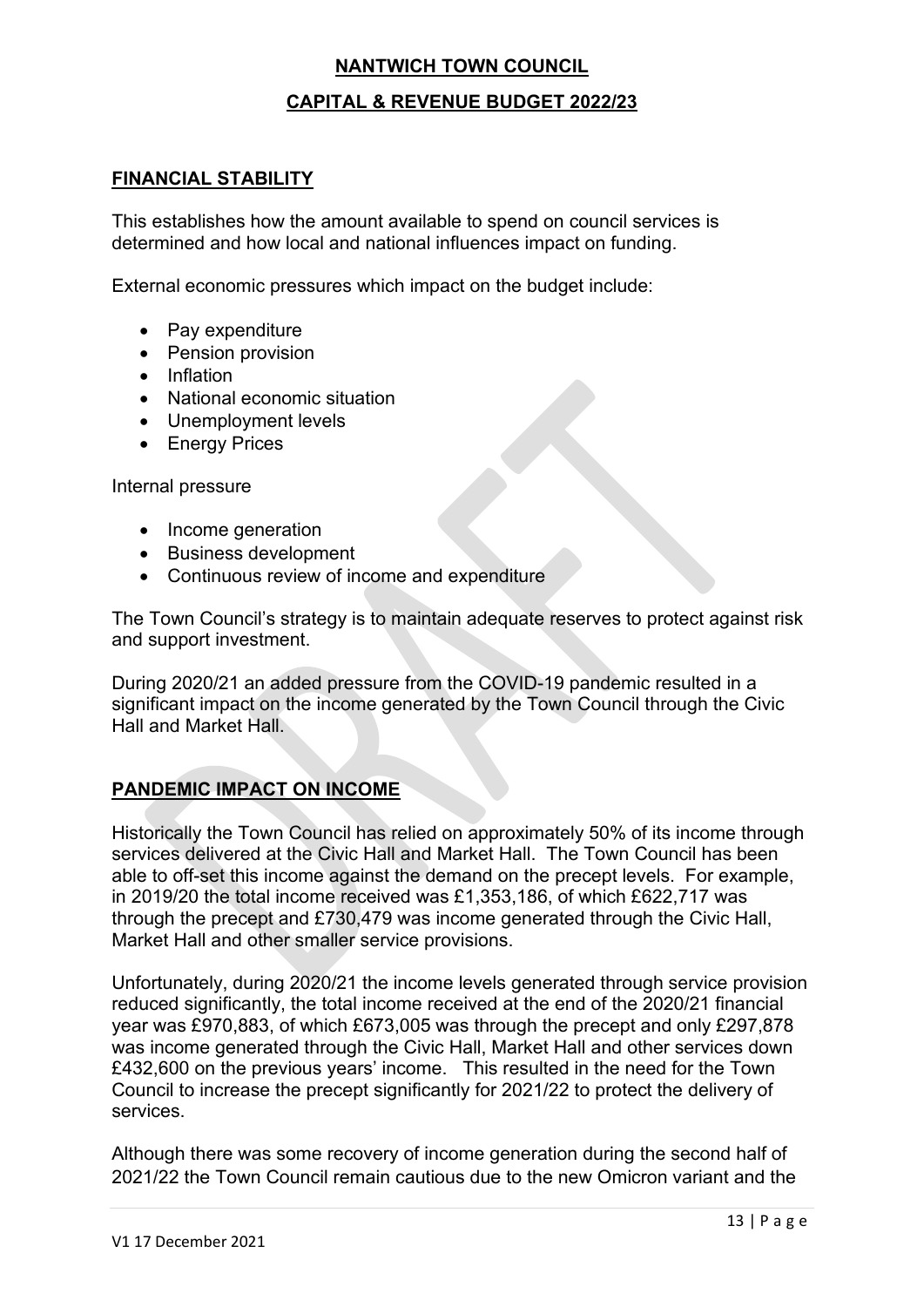# NANTWICH TOWN COUNCIL

## CAPITAL & REVENUE BUDGET 2022/23

### FINANCIAL STABILITY

This establishes how the amount available to spend on council services is determined and how local and national influences impact on funding.

External economic pressures which impact on the budget include:

- Pay expenditure
- Pension provision
- Inflation
- National economic situation
- Unemployment levels
- Energy Prices

Internal pressure

- Income generation
- Business development
- Continuous review of income and expenditure

The Town Council's strategy is to maintain adequate reserves to protect against risk and support investment.

During 2020/21 an added pressure from the COVID-19 pandemic resulted in a significant impact on the income generated by the Town Council through the Civic Hall and Market Hall.

### PANDEMIC IMPACT ON INCOME

Historically the Town Council has relied on approximately 50% of its income through services delivered at the Civic Hall and Market Hall. The Town Council has been able to off-set this income against the demand on the precept levels. For example, in 2019/20 the total income received was £1,353,186, of which £622,717 was through the precept and £730,479 was income generated through the Civic Hall, Market Hall and other smaller service provisions.

Unfortunately, during 2020/21 the income levels generated through service provision reduced significantly, the total income received at the end of the 2020/21 financial year was £970,883, of which £673,005 was through the precept and only £297,878 was income generated through the Civic Hall, Market Hall and other services down £432,600 on the previous years' income. This resulted in the need for the Town Council to increase the precept significantly for 2021/22 to protect the delivery of services.

Although there was some recovery of income generation during the second half of 2021/22 the Town Council remain cautious due to the new Omicron variant and the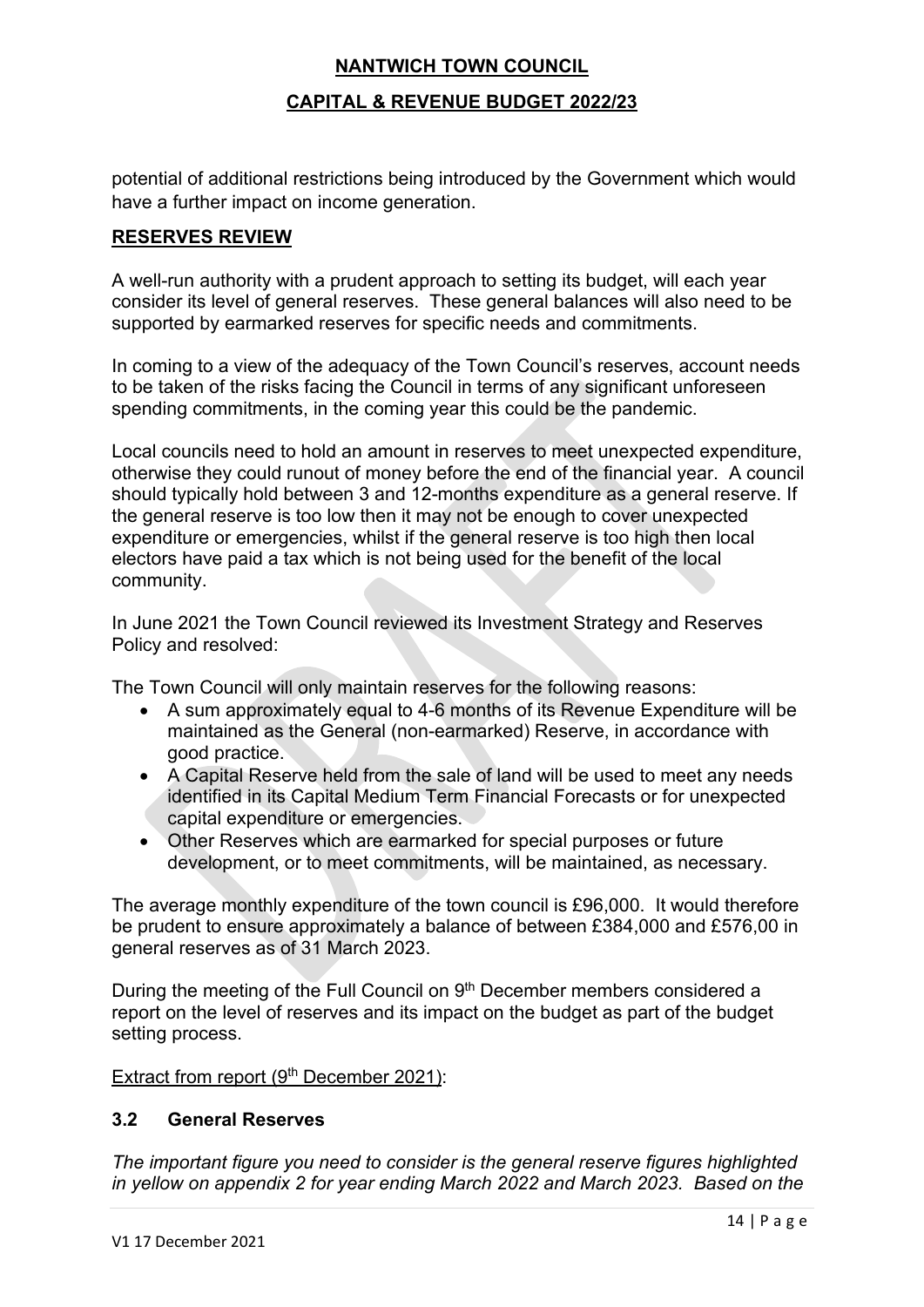potential of additional restrictions being introduced by the Government which would have a further impact on income generation.

## RESERVES REVIEW

A well-run authority with a prudent approach to setting its budget, will each year consider its level of general reserves. These general balances will also need to be supported by earmarked reserves for specific needs and commitments.

In coming to a view of the adequacy of the Town Council's reserves, account needs to be taken of the risks facing the Council in terms of any significant unforeseen spending commitments, in the coming year this could be the pandemic.

Local councils need to hold an amount in reserves to meet unexpected expenditure, otherwise they could runout of money before the end of the financial year. A council should typically hold between 3 and 12-months expenditure as a general reserve. If the general reserve is too low then it may not be enough to cover unexpected expenditure or emergencies, whilst if the general reserve is too high then local electors have paid a tax which is not being used for the benefit of the local community.

In June 2021 the Town Council reviewed its Investment Strategy and Reserves Policy and resolved:

The Town Council will only maintain reserves for the following reasons:

- A sum approximately equal to 4-6 months of its Revenue Expenditure will be maintained as the General (non-earmarked) Reserve, in accordance with good practice.
- A Capital Reserve held from the sale of land will be used to meet any needs identified in its Capital Medium Term Financial Forecasts or for unexpected capital expenditure or emergencies.
- Other Reserves which are earmarked for special purposes or future development, or to meet commitments, will be maintained, as necessary.

The average monthly expenditure of the town council is £96,000. It would therefore be prudent to ensure approximately a balance of between £384,000 and £576,00 in general reserves as of 31 March 2023.

During the meeting of the Full Council on 9th December members considered a report on the level of reserves and its impact on the budget as part of the budget setting process.

Extract from report (9th December 2021):

### 3.2 General Reserves

*The important figure you need to consider is the general reserve figures highlighted in yellow on appendix 2 for year ending March 2022 and March 2023. Based on the*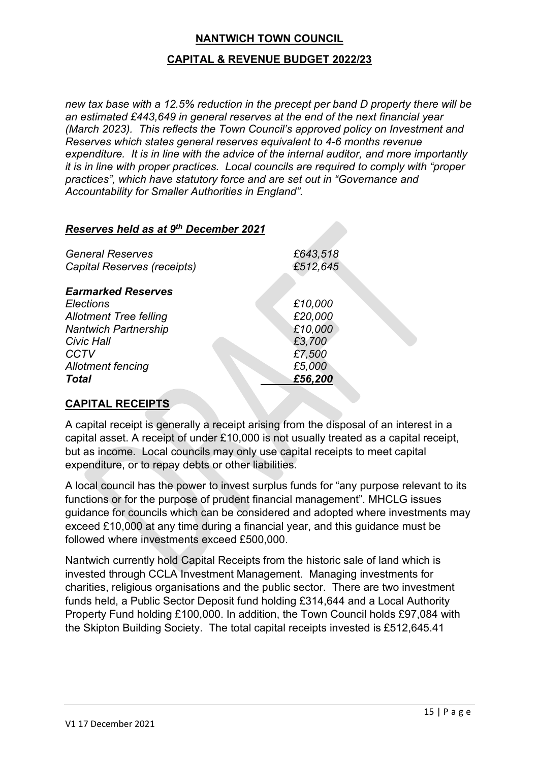**NANTWICH TOWN COUNCIL**

**CAPITAL & REVENUE BUDGET 2022/23**

*new tax base with a 12.5% reduction in the precept per band D property there will be an estimated £443,649 in general reserves at the end of the next financial year (March 2023). This reflects the Town Council's approved policy on Investment and Reserves which states general reserves equivalent to 4-6 months revenue expenditure. It is in line with the advice of the internal auditor, and more importantly it is in line with proper practices. Local councils are required to comply with "proper practices", which have statutory force and are set out in "Governance and Accountability for Smaller Authorities in England".*

***Reserves held as at 9th December 2021***

| | |
|---|---|
| *General Reserves* | *£643,518* |
| *Capital Reserves (receipts)* | *£512,645* |
| | |
| ***Earmarked Reserves*** | |
| *Elections* | *£10,000* |
| *Allotment Tree felling* | *£20,000* |
| *Nantwich Partnership* | *£10,000* |
| *Civic Hall* | *£3,700* |
| *CCTV* | *£7,500* |
| *Allotment fencing* | *£5,000* |
| ***Total*** | ***£56,200*** |

**CAPITAL RECEIPTS**

A capital receipt is generally a receipt arising from the disposal of an interest in a capital asset. A receipt of under £10,000 is not usually treated as a capital receipt, but as income. Local councils may only use capital receipts to meet capital expenditure, or to repay debts or other liabilities.

A local council has the power to invest surplus funds for "any purpose relevant to its functions or for the purpose of prudent financial management". MHCLG issues guidance for councils which can be considered and adopted where investments may exceed £10,000 at any time during a financial year, and this guidance must be followed where investments exceed £500,000.

Nantwich currently hold Capital Receipts from the historic sale of land which is invested through CCLA Investment Management. Managing investments for charities, religious organisations and the public sector. There are two investment funds held, a Public Sector Deposit fund holding £314,644 and a Local Authority Property Fund holding £100,000. In addition, the Town Council holds £97,084 with the Skipton Building Society. The total capital receipts invested is £512,645.41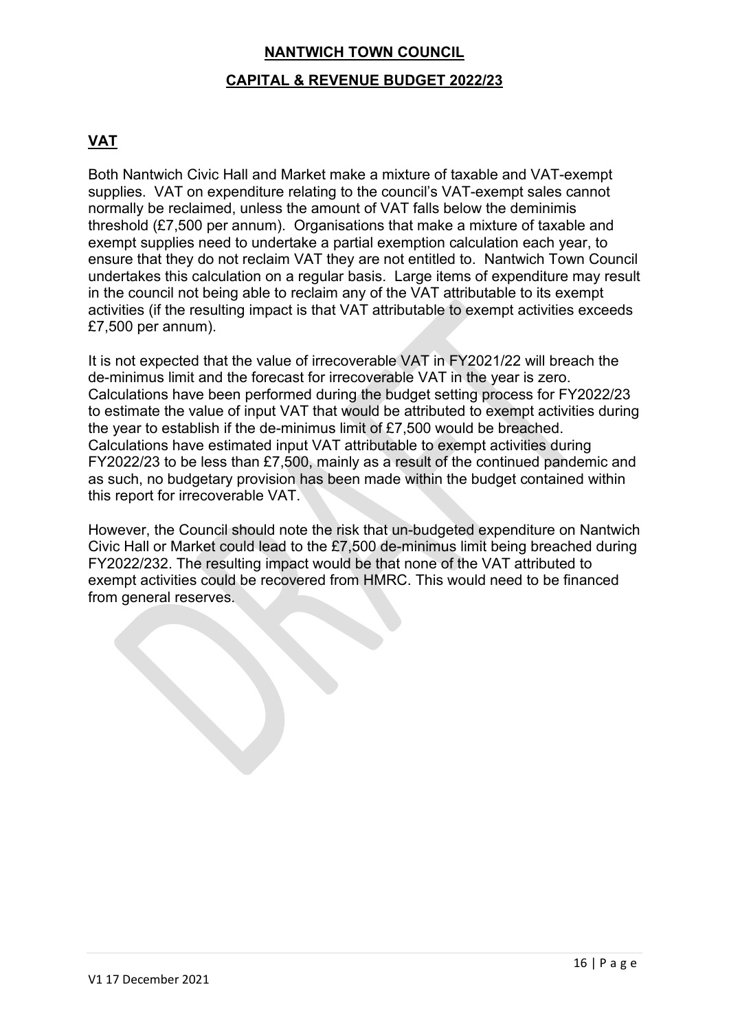**NANTWICH TOWN COUNCIL**

**CAPITAL & REVENUE BUDGET 2022/23**

## VAT

Both Nantwich Civic Hall and Market make a mixture of taxable and VAT-exempt supplies. VAT on expenditure relating to the council's VAT-exempt sales cannot normally be reclaimed, unless the amount of VAT falls below the deminimis threshold (£7,500 per annum). Organisations that make a mixture of taxable and exempt supplies need to undertake a partial exemption calculation each year, to ensure that they do not reclaim VAT they are not entitled to. Nantwich Town Council undertakes this calculation on a regular basis. Large items of expenditure may result in the council not being able to reclaim any of the VAT attributable to its exempt activities (if the resulting impact is that VAT attributable to exempt activities exceeds £7,500 per annum).

It is not expected that the value of irrecoverable VAT in FY2021/22 will breach the de-minimus limit and the forecast for irrecoverable VAT in the year is zero. Calculations have been performed during the budget setting process for FY2022/23 to estimate the value of input VAT that would be attributed to exempt activities during the year to establish if the de-minimus limit of £7,500 would be breached. Calculations have estimated input VAT attributable to exempt activities during FY2022/23 to be less than £7,500, mainly as a result of the continued pandemic and as such, no budgetary provision has been made within the budget contained within this report for irrecoverable VAT.

However, the Council should note the risk that un-budgeted expenditure on Nantwich Civic Hall or Market could lead to the £7,500 de-minimus limit being breached during FY2022/232. The resulting impact would be that none of the VAT attributed to exempt activities could be recovered from HMRC. This would need to be financed from general reserves.

V1 17 December 2021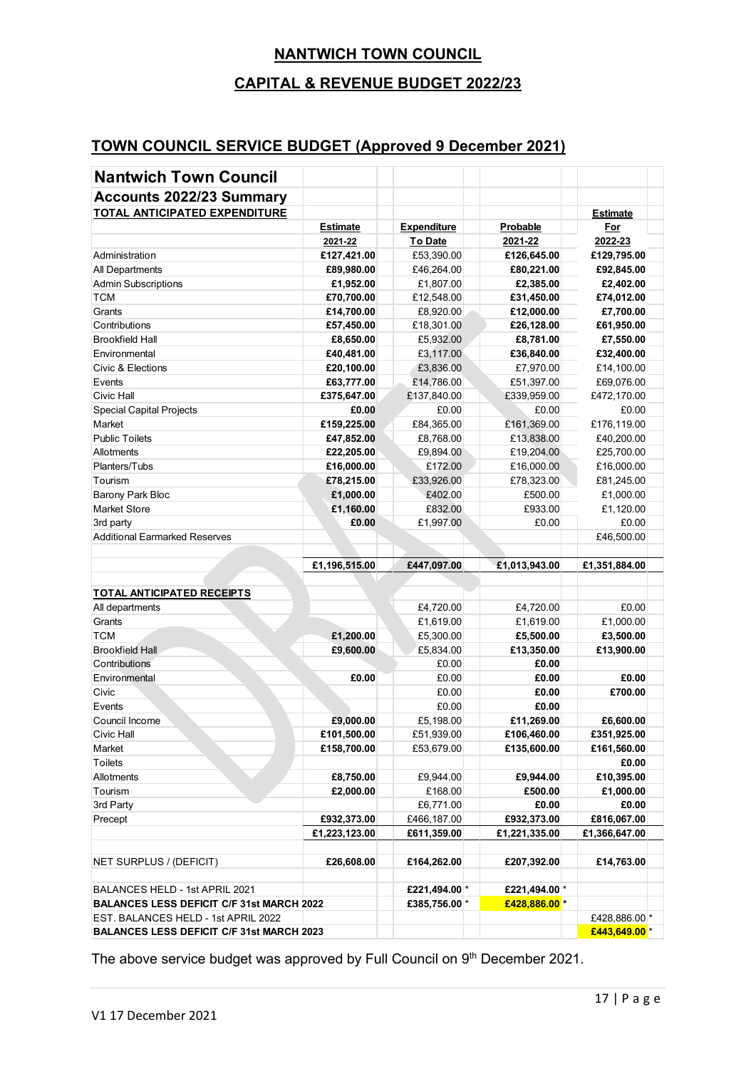# NANTWICH TOWN COUNCIL

## CAPITAL & REVENUE BUDGET 2022/23

## TOWN COUNCIL SERVICE BUDGET (Approved 9 December 2021)

| **Nantwich Town Council** | | | | |
|---|---|---|---|---|
| **Accounts 2022/23 Summary** | | | | |
| **TOTAL ANTICIPATED EXPENDITURE** | | | | **Estimate** |
| | **Estimate** | **Expenditure** | **Probable** | **For** |
| | **2021-22** | **To Date** | **2021-22** | **2022-23** |
| Administration | **£127,421.00** | £53,390.00 | **£126,645.00** | **£129,795.00** |
| All Departments | **£89,980.00** | £46,264.00 | **£80,221.00** | **£92,845.00** |
| Admin Subscriptions | **£1,952.00** | £1,807.00 | **£2,385.00** | **£2,402.00** |
| TCM | **£70,700.00** | £12,548.00 | **£31,450.00** | **£74,012.00** |
| Grants | **£14,700.00** | £8,920.00 | **£12,000.00** | **£7,700.00** |
| Contributions | **£57,450.00** | £18,301.00 | **£26,128.00** | **£61,950.00** |
| Brookfield Hall | **£8,650.00** | £5,932.00 | **£8,781.00** | **£7,550.00** |
| Environmental | **£40,481.00** | £3,117.00 | **£36,840.00** | **£32,400.00** |
| Civic & Elections | **£20,100.00** | £3,836.00 | £7,970.00 | £14,100.00 |
| Events | **£63,777.00** | £14,786.00 | £51,397.00 | £69,076.00 |
| Civic Hall | **£375,647.00** | £137,840.00 | £339,959.00 | £472,170.00 |
| Special Capital Projects | **£0.00** | £0.00 | £0.00 | £0.00 |
| Market | **£159,225.00** | £84,365.00 | £161,369.00 | £176,119.00 |
| Public Toilets | **£47,852.00** | £8,768.00 | £13,838.00 | £40,200.00 |
| Allotments | **£22,205.00** | £9,894.00 | £19,204.00 | £25,700.00 |
| Planters/Tubs | **£16,000.00** | £172.00 | £16,000.00 | £16,000.00 |
| Tourism | **£78,215.00** | £33,926.00 | £78,323.00 | £81,245.00 |
| Barony Park Bloc | **£1,000.00** | £402.00 | £500.00 | £1,000.00 |
| Market Store | **£1,160.00** | £832.00 | £933.00 | £1,120.00 |
| 3rd party | **£0.00** | £1,997.00 | £0.00 | £0.00 |
| Additional Earmarked Reserves | | | | £46,500.00 |
| | | | | |
| | **£1,196,515.00** | **£447,097.00** | **£1,013,943.00** | **£1,351,884.00** |
| | | | | |
| **TOTAL ANTICIPATED RECEIPTS** | | | | |
| All departments | | £4,720.00 | £4,720.00 | £0.00 |
| Grants | | £1,619.00 | £1,619.00 | £1,000.00 |
| TCM | **£1,200.00** | £5,300.00 | **£5,500.00** | **£3,500.00** |
| Brookfield Hall | **£9,600.00** | £5,834.00 | **£13,350.00** | **£13,900.00** |
| Contributions | | £0.00 | **£0.00** | |
| Environmental | **£0.00** | £0.00 | **£0.00** | **£0.00** |
| Civic | | £0.00 | **£0.00** | **£700.00** |
| Events | | £0.00 | **£0.00** | |
| Council Income | **£9,000.00** | £5,198.00 | **£11,269.00** | **£6,600.00** |
| Civic Hall | **£101,500.00** | £51,939.00 | **£106,460.00** | **£351,925.00** |
| Market | **£158,700.00** | £53,679.00 | **£135,600.00** | **£161,560.00** |
| Toilets | | | | **£0.00** |
| Allotments | **£8,750.00** | £9,944.00 | **£9,944.00** | **£10,395.00** |
| Tourism | **£2,000.00** | £168.00 | **£500.00** | **£1,000.00** |
| 3rd Party | | £6,771.00 | **£0.00** | **£0.00** |
| Precept | **£932,373.00** | £466,187.00 | **£932,373.00** | **£816,067.00** |
| | **£1,223,123.00** | **£611,359.00** | **£1,221,335.00** | **£1,366,647.00** |
| | | | | |
| NET SURPLUS / (DEFICIT) | **£26,608.00** | **£164,262.00** | **£207,392.00** | **£14,763.00** |
| | | | | |
| BALANCES HELD - 1st APRIL 2021 | | **£221,494.00** * | **£221,494.00** * | |
| **BALANCES LESS DEFICIT C/F 31st MARCH 2022** | | **£385,756.00** * | **£428,886.00** * | |
| EST. BALANCES HELD - 1st APRIL 2022 | | | | £428,886.00 * |
| **BALANCES LESS DEFICIT C/F 31st MARCH 2023** | | | | **£443,649.00** * |

The above service budget was approved by Full Council on 9th December 2021.

V1 17 December 2021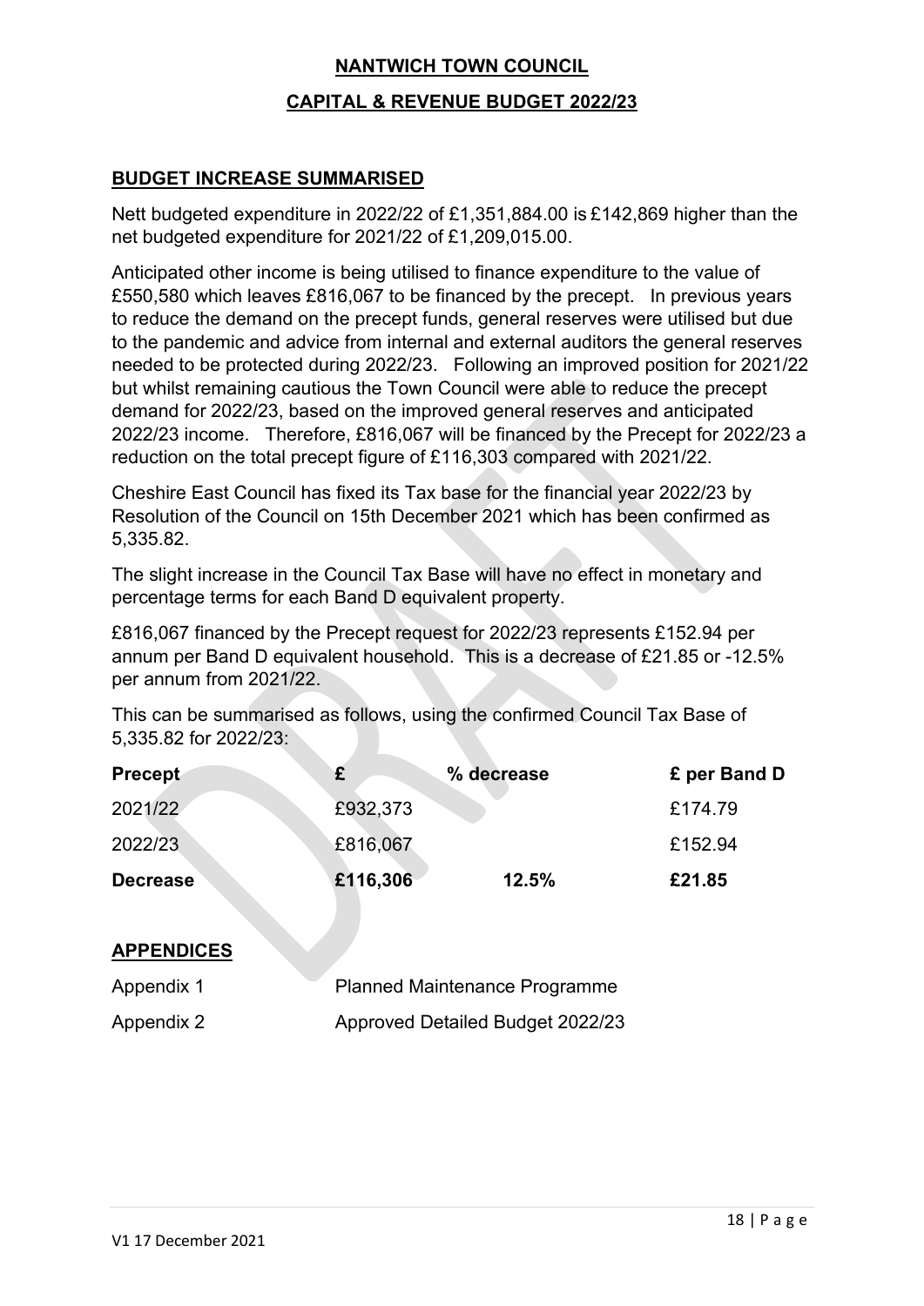# NANTWICH TOWN COUNCIL

## CAPITAL & REVENUE BUDGET 2022/23

### BUDGET INCREASE SUMMARISED

Nett budgeted expenditure in 2022/22 of £1,351,884.00 is £142,869 higher than the net budgeted expenditure for 2021/22 of £1,209,015.00.

Anticipated other income is being utilised to finance expenditure to the value of £550,580 which leaves £816,067 to be financed by the precept. In previous years to reduce the demand on the precept funds, general reserves were utilised but due to the pandemic and advice from internal and external auditors the general reserves needed to be protected during 2022/23. Following an improved position for 2021/22 but whilst remaining cautious the Town Council were able to reduce the precept demand for 2022/23, based on the improved general reserves and anticipated 2022/23 income. Therefore, £816,067 will be financed by the Precept for 2022/23 a reduction on the total precept figure of £116,303 compared with 2021/22.

Cheshire East Council has fixed its Tax base for the financial year 2022/23 by Resolution of the Council on 15th December 2021 which has been confirmed as 5,335.82.

The slight increase in the Council Tax Base will have no effect in monetary and percentage terms for each Band D equivalent property.

£816,067 financed by the Precept request for 2022/23 represents £152.94 per annum per Band D equivalent household. This is a decrease of £21.85 or -12.5% per annum from 2021/22.

This can be summarised as follows, using the confirmed Council Tax Base of 5,335.82 for 2022/23:

| Precept | £ | % decrease | £ per Band D |
|---|---|---|---|
| 2021/22 | £932,373 | | £174.79 |
| 2022/23 | £816,067 | | £152.94 |
| **Decrease** | **£116,306** | **12.5%** | **£21.85** |

### APPENDICES

| | |
|---|---|
| Appendix 1 | Planned Maintenance Programme |
| Appendix 2 | Approved Detailed Budget 2022/23 |

V1 17 December 2021